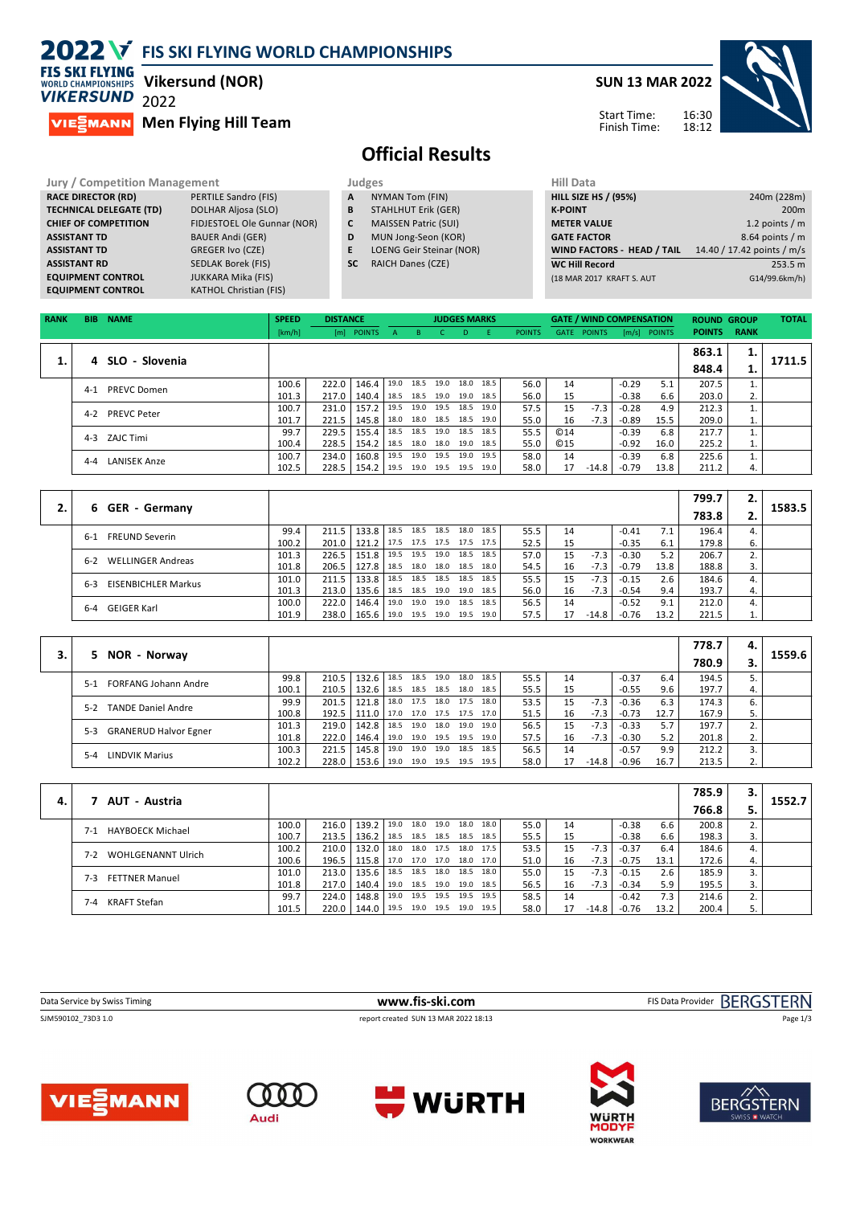# 2022 FIS SKI FLYING WORLD CHAMPIONSHIPS

## Vikersund (NOR)

**SUN 13 MAR 2022**

Start Time: 16:30
Finish Time: 18:12

## Men Flying Hill Team

# Official Results

| Jury / Competition Management | |
|---|---|
| RACE DIRECTOR (RD) | PERTILE Sandro (FIS) |
| TECHNICAL DELEGATE (TD) | DOLHAR Aljosa (SLO) |
| CHIEF OF COMPETITION | FIDJESTOEL Ole Gunnar (NOR) |
| ASSISTANT TD | BAUER Andi (GER) |
| ASSISTANT TD | GREGER Ivo (CZE) |
| ASSISTANT RD | SEDLAK Borek (FIS) |
| EQUIPMENT CONTROL | JUKKARA Mika (FIS) |
| EQUIPMENT CONTROL | KATHOL Christian (FIS) |

| Judges | |
|---|---|
| A | NYMAN Tom (FIN) |
| B | STAHLHUT Erik (GER) |
| C | MAISSEN Patric (SUI) |
| D | MUN Jong-Seon (KOR) |
| E | LOENG Geir Steinar (NOR) |
| SC | RAICH Danes (CZE) |

| Hill Data | |
|---|---|
| HILL SIZE HS / (95%) | 240m (228m) |
| K-POINT | 200m |
| METER VALUE | 1.2 points / m |
| GATE FACTOR | 8.64 points / m |
| WIND FACTORS - HEAD / TAIL | 14.40 / 17.42 points / m/s |
| WC Hill Record | 253.5 m |
| (18 MAR 2017 KRAFT S. AUT | G14/99.6km/h) |

| RANK | BIB | NAME | SPEED [km/h] | DISTANCE [m] | DISTANCE POINTS | A | B | C | D | E | JUDGES POINTS | GATE | GATE POINTS | WIND [m/s] | WIND POINTS | ROUND POINTS | GROUP RANK | TOTAL |
|---|---|---|---|---|---|---|---|---|---|---|---|---|---|---|---|---|---|---|
| 1. | 4 | SLO - Slovenia | | | | | | | | | | | | | | 863.1 | 1. | 1711.5 |
| | | | | | | | | | | | | | | | | 848.4 | 1. | |
| | 4-1 | PREVC Domen | 100.6 | 222.0 | 146.4 | 19.0 | 18.5 | 19.0 | 18.0 | 18.5 | 56.0 | 14 | | -0.29 | 5.1 | 207.5 | 1. | |
| | | | 101.3 | 217.0 | 140.4 | 18.5 | 18.5 | 19.0 | 19.0 | 18.5 | 56.0 | 15 | | -0.38 | 6.6 | 203.0 | 2. | |
| | 4-2 | PREVC Peter | 100.7 | 231.0 | 157.2 | 19.5 | 19.0 | 19.5 | 18.5 | 19.0 | 57.5 | 15 | -7.3 | -0.28 | 4.9 | 212.3 | 1. | |
| | | | 101.7 | 221.5 | 145.8 | 18.0 | 18.0 | 18.5 | 18.5 | 19.0 | 55.0 | 16 | -7.3 | -0.89 | 15.5 | 209.0 | 1. | |
| | 4-3 | ZAJC Timi | 99.7 | 229.5 | 155.4 | 18.5 | 18.5 | 19.0 | 18.5 | 18.5 | 55.5 | ©14 | | -0.39 | 6.8 | 217.7 | 1. | |
| | | | 100.4 | 228.5 | 154.2 | 18.5 | 18.0 | 18.0 | 19.0 | 18.5 | 55.0 | ©15 | | -0.92 | 16.0 | 225.2 | 1. | |
| | 4-4 | LANISEK Anze | 100.7 | 234.0 | 160.8 | 19.5 | 19.0 | 19.5 | 19.0 | 19.5 | 58.0 | 14 | | -0.39 | 6.8 | 225.6 | 1. | |
| | | | 102.5 | 228.5 | 154.2 | 19.5 | 19.0 | 19.5 | 19.5 | 19.0 | 58.0 | 17 | -14.8 | -0.79 | 13.8 | 211.2 | 4. | |
| 2. | 6 | GER - Germany | | | | | | | | | | | | | | 799.7 | 2. | 1583.5 |
| | | | | | | | | | | | | | | | | 783.8 | 2. | |
| | 6-1 | FREUND Severin | 99.4 | 211.5 | 133.8 | 18.5 | 18.5 | 18.5 | 18.0 | 18.5 | 55.5 | 14 | | -0.41 | 7.1 | 196.4 | 4. | |
| | | | 100.2 | 201.0 | 121.2 | 17.5 | 17.5 | 17.5 | 17.5 | 17.5 | 52.5 | 15 | | -0.35 | 6.1 | 179.8 | 6. | |
| | 6-2 | WELLINGER Andreas | 101.3 | 226.5 | 151.8 | 19.5 | 19.5 | 19.0 | 18.5 | 18.5 | 57.0 | 15 | -7.3 | -0.30 | 5.2 | 206.7 | 2. | |
| | | | 101.8 | 206.5 | 127.8 | 18.5 | 18.0 | 18.0 | 18.5 | 18.0 | 54.5 | 16 | -7.3 | -0.79 | 13.8 | 188.8 | 3. | |
| | 6-3 | EISENBICHLER Markus | 101.0 | 211.5 | 133.8 | 18.5 | 18.5 | 18.5 | 18.5 | 18.5 | 55.5 | 15 | -7.3 | -0.15 | 2.6 | 184.6 | 4. | |
| | | | 101.3 | 213.0 | 135.6 | 18.5 | 18.5 | 19.0 | 19.0 | 18.5 | 56.0 | 16 | -7.3 | -0.54 | 9.4 | 193.7 | 4. | |
| | 6-4 | GEIGER Karl | 100.0 | 222.0 | 146.4 | 19.0 | 19.0 | 19.0 | 18.5 | 18.5 | 56.5 | 14 | | -0.52 | 9.1 | 212.0 | 4. | |
| | | | 101.9 | 238.0 | 165.6 | 19.0 | 19.5 | 19.0 | 19.5 | 19.0 | 57.5 | 17 | -14.8 | -0.76 | 13.2 | 221.5 | 1. | |
| 3. | 5 | NOR - Norway | | | | | | | | | | | | | | 778.7 | 4. | 1559.6 |
| | | | | | | | | | | | | | | | | 780.9 | 3. | |
| | 5-1 | FORFANG Johann Andre | 99.8 | 210.5 | 132.6 | 18.5 | 18.5 | 19.0 | 18.0 | 18.5 | 55.5 | 14 | | -0.37 | 6.4 | 194.5 | 5. | |
| | | | 100.1 | 210.5 | 132.6 | 18.5 | 18.5 | 18.5 | 18.0 | 18.5 | 55.5 | 15 | | -0.55 | 9.6 | 197.7 | 4. | |
| | 5-2 | TANDE Daniel Andre | 99.9 | 201.5 | 121.8 | 18.0 | 17.5 | 18.0 | 17.5 | 18.0 | 53.5 | 15 | -7.3 | -0.36 | 6.3 | 174.3 | 6. | |
| | | | 100.8 | 192.5 | 111.0 | 17.0 | 17.0 | 17.5 | 17.5 | 17.0 | 51.5 | 16 | -7.3 | -0.73 | 12.7 | 167.9 | 5. | |
| | 5-3 | GRANERUD Halvor Egner | 101.3 | 219.0 | 142.8 | 18.5 | 19.0 | 19.0 | 19.0 | 19.0 | 56.5 | 15 | -7.3 | -0.33 | 5.7 | 197.7 | 2. | |
| | | | 101.8 | 222.0 | 146.4 | 19.0 | 19.0 | 19.5 | 19.5 | 19.0 | 57.5 | 16 | -7.3 | -0.30 | 5.2 | 201.8 | 2. | |
| | 5-4 | LINDVIK Marius | 100.3 | 221.5 | 145.8 | 19.0 | 19.0 | 19.0 | 18.5 | 18.5 | 56.5 | 14 | | -0.57 | 9.9 | 212.2 | 3. | |
| | | | 102.2 | 228.0 | 153.6 | 19.0 | 19.0 | 19.5 | 19.5 | 19.5 | 58.0 | 17 | -14.8 | -0.96 | 16.7 | 213.5 | 2. | |
| 4. | 7 | AUT - Austria | | | | | | | | | | | | | | 785.9 | 3. | 1552.7 |
| | | | | | | | | | | | | | | | | 766.8 | 5. | |
| | 7-1 | HAYBOECK Michael | 100.0 | 216.0 | 139.2 | 19.0 | 18.0 | 19.0 | 18.0 | 18.0 | 55.0 | 14 | | -0.38 | 6.6 | 200.8 | 2. | |
| | | | 100.7 | 213.5 | 136.2 | 18.5 | 18.5 | 18.5 | 18.5 | 18.5 | 55.5 | 15 | | -0.38 | 6.6 | 198.3 | 3. | |
| | 7-2 | WOHLGENANNT Ulrich | 100.2 | 210.0 | 132.0 | 18.0 | 18.0 | 17.5 | 18.0 | 17.5 | 53.5 | 15 | -7.3 | -0.37 | 6.4 | 184.6 | 4. | |
| | | | 100.6 | 196.5 | 115.8 | 17.0 | 17.0 | 17.0 | 18.0 | 17.0 | 51.0 | 16 | -7.3 | -0.75 | 13.1 | 172.6 | 4. | |
| | 7-3 | FETTNER Manuel | 101.0 | 213.0 | 135.6 | 18.5 | 18.5 | 18.0 | 18.5 | 18.0 | 55.0 | 15 | -7.3 | -0.15 | 2.6 | 185.9 | 3. | |
| | | | 101.8 | 217.0 | 140.4 | 19.0 | 18.5 | 19.0 | 19.0 | 18.5 | 56.5 | 16 | -7.3 | -0.34 | 5.9 | 195.5 | 3. | |
| | 7-4 | KRAFT Stefan | 99.7 | 224.0 | 148.8 | 19.0 | 19.5 | 19.5 | 19.5 | 19.5 | 58.5 | 14 | | -0.42 | 7.3 | 214.6 | 2. | |
| | | | 101.5 | 220.0 | 144.0 | 19.5 | 19.0 | 19.5 | 19.0 | 19.5 | 58.0 | 17 | -14.8 | -0.76 | 13.2 | 200.4 | 5. | |

Data Service by Swiss Timing — www.fis-ski.com — FIS Data Provider BERGSTERN

SJM590102_73D3 1.0 — report created SUN 13 MAR 2022 18:13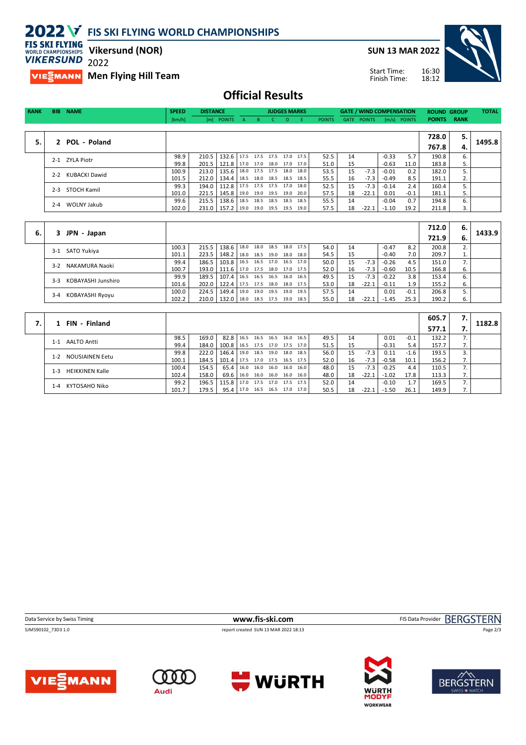# 2022 FIS SKI FLYING WORLD CHAMPIONSHIPS

## Vikersund (NOR)

## Men Flying Hill Team

**SUN 13 MAR 2022**

Start Time: 16:30
Finish Time: 18:12

# Official Results

| RANK | BIB | NAME | SPEED [km/h] | DISTANCE [m] | DISTANCE POINTS | A | B | C | D | E | JUDGES POINTS | GATE | GATE POINTS | WIND [m/s] | WIND POINTS | ROUND POINTS | GROUP RANK | TOTAL |
|---|---|---|---|---|---|---|---|---|---|---|---|---|---|---|---|---|---|---|
| 5. | 2 | POL - Poland | | | | | | | | | | | | | | 728.0 | 5. | 1495.8 |
| | | | | | | | | | | | | | | | | 767.8 | 4. | |
| | 2-1 | ZYLA Piotr | 98.9 | 210.5 | 132.6 | 17.5 | 17.5 | 17.5 | 17.0 | 17.5 | 52.5 | 14 | | -0.33 | 5.7 | 190.8 | 6. | |
| | | | 99.8 | 201.5 | 121.8 | 17.0 | 17.0 | 18.0 | 17.0 | 17.0 | 51.0 | 15 | | -0.63 | 11.0 | 183.8 | 5. | |
| | 2-2 | KUBACKI Dawid | 100.9 | 213.0 | 135.6 | 18.0 | 17.5 | 17.5 | 18.0 | 18.0 | 53.5 | 15 | -7.3 | -0.01 | 0.2 | 182.0 | 5. | |
| | | | 101.5 | 212.0 | 134.4 | 18.5 | 18.0 | 18.5 | 18.5 | 18.5 | 55.5 | 16 | -7.3 | -0.49 | 8.5 | 191.1 | 2. | |
| | 2-3 | STOCH Kamil | 99.3 | 194.0 | 112.8 | 17.5 | 17.5 | 17.5 | 17.0 | 18.0 | 52.5 | 15 | -7.3 | -0.14 | 2.4 | 160.4 | 5. | |
| | | | 101.0 | 221.5 | 145.8 | 19.0 | 19.0 | 19.5 | 19.0 | 20.0 | 57.5 | 18 | -22.1 | 0.01 | -0.1 | 181.1 | 5. | |
| | 2-4 | WOLNY Jakub | 99.6 | 215.5 | 138.6 | 18.5 | 18.5 | 18.5 | 18.5 | 18.5 | 55.5 | 14 | | -0.04 | 0.7 | 194.8 | 6. | |
| | | | 102.0 | 231.0 | 157.2 | 19.0 | 19.0 | 19.5 | 19.5 | 19.0 | 57.5 | 18 | -22.1 | -1.10 | 19.2 | 211.8 | 3. | |
| 6. | 3 | JPN - Japan | | | | | | | | | | | | | | 712.0 | 6. | 1433.9 |
| | | | | | | | | | | | | | | | | 721.9 | 6. | |
| | 3-1 | SATO Yukiya | 100.3 | 215.5 | 138.6 | 18.0 | 18.0 | 18.5 | 18.0 | 17.5 | 54.0 | 14 | | -0.47 | 8.2 | 200.8 | 2. | |
| | | | 101.1 | 223.5 | 148.2 | 18.0 | 18.5 | 19.0 | 18.0 | 18.0 | 54.5 | 15 | | -0.40 | 7.0 | 209.7 | 1. | |
| | 3-2 | NAKAMURA Naoki | 99.4 | 186.5 | 103.8 | 16.5 | 16.5 | 17.0 | 16.5 | 17.0 | 50.0 | 15 | -7.3 | -0.26 | 4.5 | 151.0 | 7. | |
| | | | 100.7 | 193.0 | 111.6 | 17.0 | 17.5 | 18.0 | 17.0 | 17.5 | 52.0 | 16 | -7.3 | -0.60 | 10.5 | 166.8 | 6. | |
| | 3-3 | KOBAYASHI Junshiro | 99.9 | 189.5 | 107.4 | 16.5 | 16.5 | 16.5 | 16.0 | 16.5 | 49.5 | 15 | -7.3 | -0.22 | 3.8 | 153.4 | 6. | |
| | | | 101.6 | 202.0 | 122.4 | 17.5 | 17.5 | 18.0 | 18.0 | 17.5 | 53.0 | 18 | -22.1 | -0.11 | 1.9 | 155.2 | 6. | |
| | 3-4 | KOBAYASHI Ryoyu | 100.0 | 224.5 | 149.4 | 19.0 | 19.0 | 19.5 | 19.0 | 19.5 | 57.5 | 14 | | 0.01 | -0.1 | 206.8 | 5. | |
| | | | 102.2 | 210.0 | 132.0 | 18.0 | 18.5 | 17.5 | 19.0 | 18.5 | 55.0 | 18 | -22.1 | -1.45 | 25.3 | 190.2 | 6. | |
| 7. | 1 | FIN - Finland | | | | | | | | | | | | | | 605.7 | 7. | 1182.8 |
| | | | | | | | | | | | | | | | | 577.1 | 7. | |
| | 1-1 | AALTO Antti | 98.5 | 169.0 | 82.8 | 16.5 | 16.5 | 16.5 | 16.0 | 16.5 | 49.5 | 14 | | 0.01 | -0.1 | 132.2 | 7. | |
| | | | 99.4 | 184.0 | 100.8 | 16.5 | 17.5 | 17.0 | 17.5 | 17.0 | 51.5 | 15 | | -0.31 | 5.4 | 157.7 | 7. | |
| | 1-2 | NOUSIAINEN Eetu | 99.8 | 222.0 | 146.4 | 19.0 | 18.5 | 19.0 | 18.0 | 18.5 | 56.0 | 15 | -7.3 | 0.11 | -1.6 | 193.5 | 3. | |
| | | | 100.1 | 184.5 | 101.4 | 17.5 | 17.0 | 17.5 | 16.5 | 17.5 | 52.0 | 16 | -7.3 | -0.58 | 10.1 | 156.2 | 7. | |
| | 1-3 | HEIKKINEN Kalle | 100.4 | 154.5 | 65.4 | 16.0 | 16.0 | 16.0 | 16.0 | 16.0 | 48.0 | 15 | -7.3 | -0.25 | 4.4 | 110.5 | 7. | |
| | | | 102.4 | 158.0 | 69.6 | 16.0 | 16.0 | 16.0 | 16.0 | 16.0 | 48.0 | 18 | -22.1 | -1.02 | 17.8 | 113.3 | 7. | |
| | 1-4 | KYTOSAHO Niko | 99.2 | 196.5 | 115.8 | 17.0 | 17.5 | 17.0 | 17.5 | 17.5 | 52.0 | 14 | | -0.10 | 1.7 | 169.5 | 7. | |
| | | | 101.7 | 179.5 | 95.4 | 17.0 | 16.5 | 16.5 | 17.0 | 17.0 | 50.5 | 18 | -22.1 | -1.50 | 26.1 | 149.9 | 7. | |

Data Service by Swiss Timing — www.fis-ski.com — FIS Data Provider BERGSTERN

SJM590102_73D3 1.0 — report created SUN 13 MAR 2022 18:13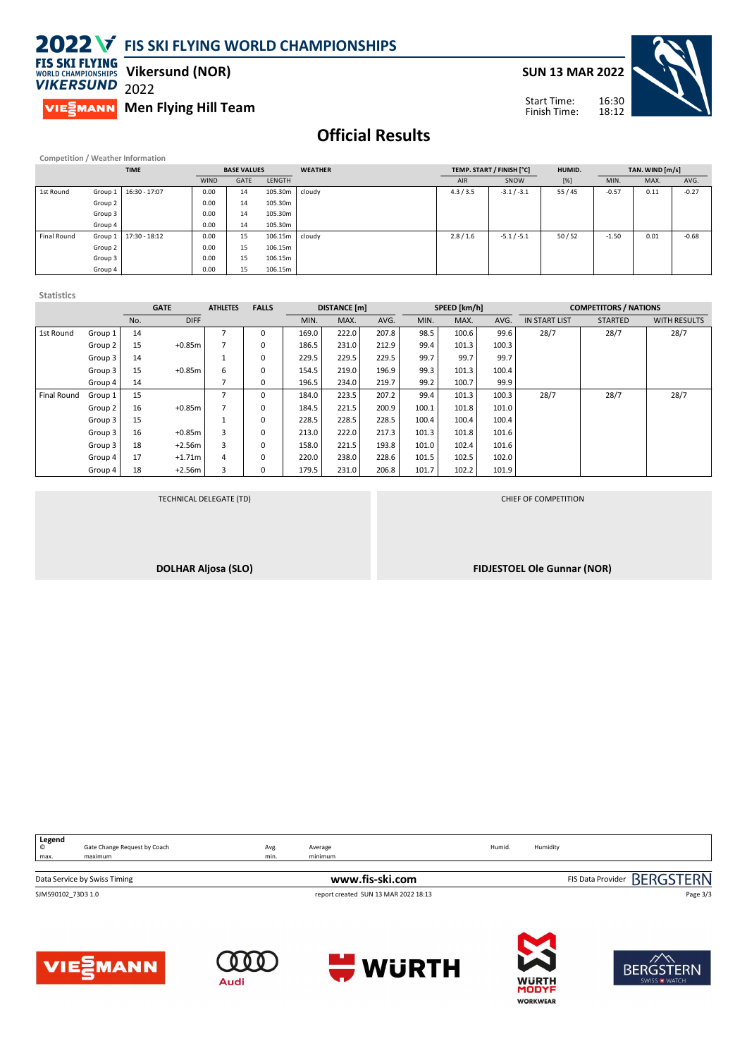# 2022 FIS SKI FLYING WORLD CHAMPIONSHIPS

**Vikersund (NOR)**

2022

**Men Flying Hill Team**

**SUN 13 MAR 2022**

Start Time: 16:30
Finish Time: 18:12

## Official Results

### Competition / Weather Information

| | | TIME | BASE VALUES | | | WEATHER | TEMP. START / FINISH [°C] | | HUMID. | TAN. WIND [m/s] | | |
|---|---|---|---|---|---|---|---|---|---|---|---|---|
| | | | WIND | GATE | LENGTH | | AIR | SNOW | [%] | MIN. | MAX. | AVG. |
| 1st Round | Group 1 | 16:30 - 17:07 | 0.00 | 14 | 105.30m | cloudy | 4.3 / 3.5 | -3.1 / -3.1 | 55 / 45 | -0.57 | 0.11 | -0.27 |
| | Group 2 | | 0.00 | 14 | 105.30m | | | | | | | |
| | Group 3 | | 0.00 | 14 | 105.30m | | | | | | | |
| | Group 4 | | 0.00 | 14 | 105.30m | | | | | | | |
| Final Round | Group 1 | 17:30 - 18:12 | 0.00 | 15 | 106.15m | cloudy | 2.8 / 1.6 | -5.1 / -5.1 | 50 / 52 | -1.50 | 0.01 | -0.68 |
| | Group 2 | | 0.00 | 15 | 106.15m | | | | | | | |
| | Group 3 | | 0.00 | 15 | 106.15m | | | | | | | |
| | Group 4 | | 0.00 | 15 | 106.15m | | | | | | | |

### Statistics

| | | GATE | | ATHLETES | FALLS | DISTANCE [m] | | | SPEED [km/h] | | | COMPETITORS / NATIONS | | |
|---|---|---|---|---|---|---|---|---|---|---|---|---|---|---|
| | | No. | DIFF | | | MIN. | MAX. | AVG. | MIN. | MAX. | AVG. | IN START LIST | STARTED | WITH RESULTS |
| 1st Round | Group 1 | 14 | | 7 | 0 | 169.0 | 222.0 | 207.8 | 98.5 | 100.6 | 99.6 | 28/7 | 28/7 | 28/7 |
| | Group 2 | 15 | +0.85m | 7 | 0 | 186.5 | 231.0 | 212.9 | 99.4 | 101.3 | 100.3 | | | |
| | Group 3 | 14 | | 1 | 0 | 229.5 | 229.5 | 229.5 | 99.7 | 99.7 | 99.7 | | | |
| | Group 3 | 15 | +0.85m | 6 | 0 | 154.5 | 219.0 | 196.9 | 99.3 | 101.3 | 100.4 | | | |
| | Group 4 | 14 | | 7 | 0 | 196.5 | 234.0 | 219.7 | 99.2 | 100.7 | 99.9 | | | |
| Final Round | Group 1 | 15 | | 7 | 0 | 184.0 | 223.5 | 207.2 | 99.4 | 101.3 | 100.3 | 28/7 | 28/7 | 28/7 |
| | Group 2 | 16 | +0.85m | 7 | 0 | 184.5 | 221.5 | 200.9 | 100.1 | 101.8 | 101.0 | | | |
| | Group 3 | 15 | | 1 | 0 | 228.5 | 228.5 | 228.5 | 100.4 | 100.4 | 100.4 | | | |
| | Group 3 | 16 | +0.85m | 3 | 0 | 213.0 | 222.0 | 217.3 | 101.3 | 101.8 | 101.6 | | | |
| | Group 3 | 18 | +2.56m | 3 | 0 | 158.0 | 221.5 | 193.8 | 101.0 | 102.4 | 101.6 | | | |
| | Group 4 | 17 | +1.71m | 4 | 0 | 220.0 | 238.0 | 228.6 | 101.5 | 102.5 | 102.0 | | | |
| | Group 4 | 18 | +2.56m | 3 | 0 | 179.5 | 231.0 | 206.8 | 101.7 | 102.2 | 101.9 | | | |

| TECHNICAL DELEGATE (TD) | CHIEF OF COMPETITION |
|---|---|
| **DOLHAR Aljosa (SLO)** | **FIDJESTOEL Ole Gunnar (NOR)** |

**Legend**

| | | | | | |
|---|---|---|---|---|---|
| © | Gate Change Request by Coach | Avg. | Average | Humid. | Humidity |
| max. | maximum | min. | minimum | | |

Data Service by Swiss Timing — www.fis-ski.com — FIS Data Provider BERGSTERN

SJM590102_73D3 1.0 — report created SUN 13 MAR 2022 18:13